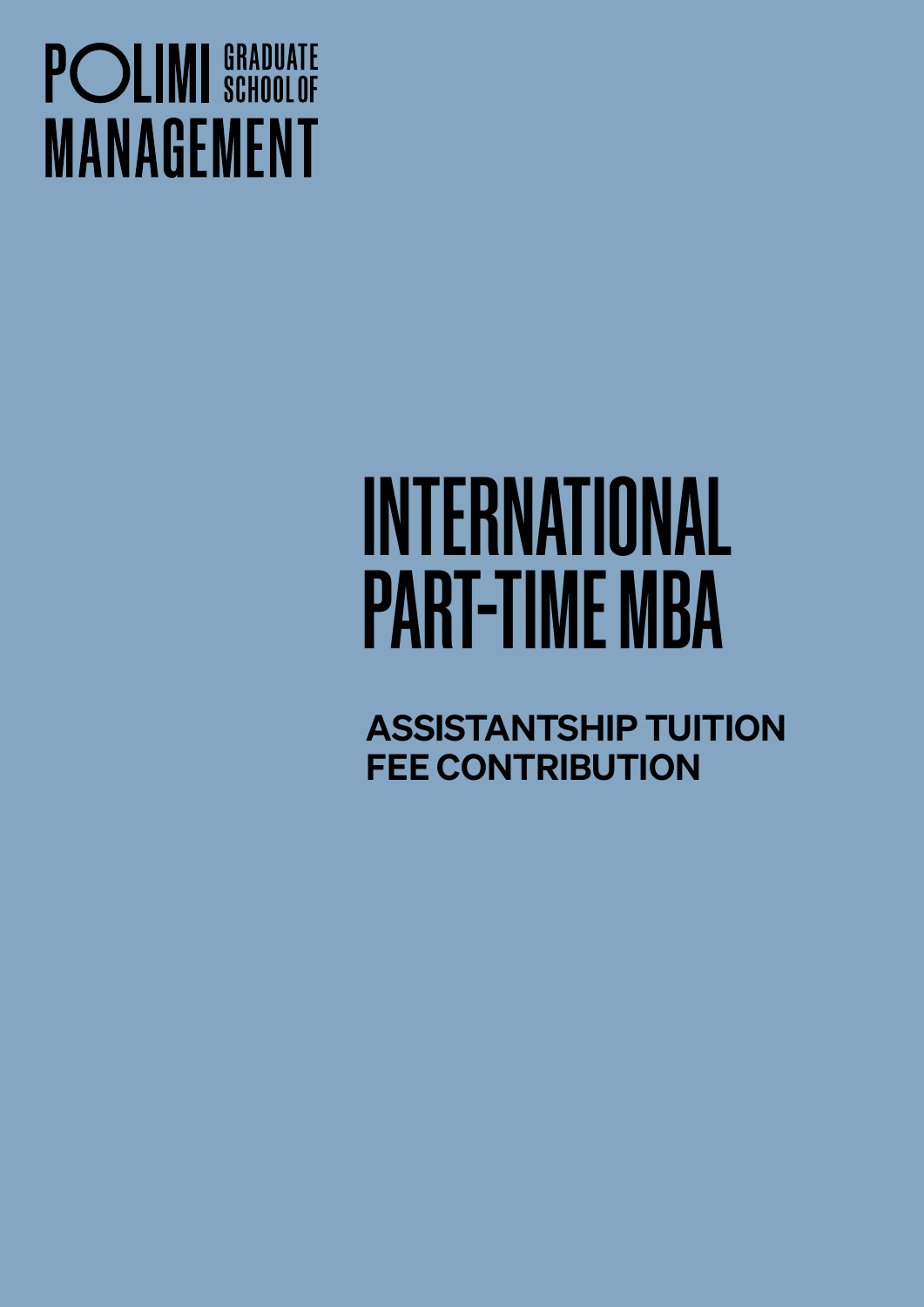POLIMI GRADUATE SCHOOL OF MANAGEMENT

# INTERNATIONAL PART-TIME MBA

## ASSISTANTSHIP TUITION FEE CONTRIBUTION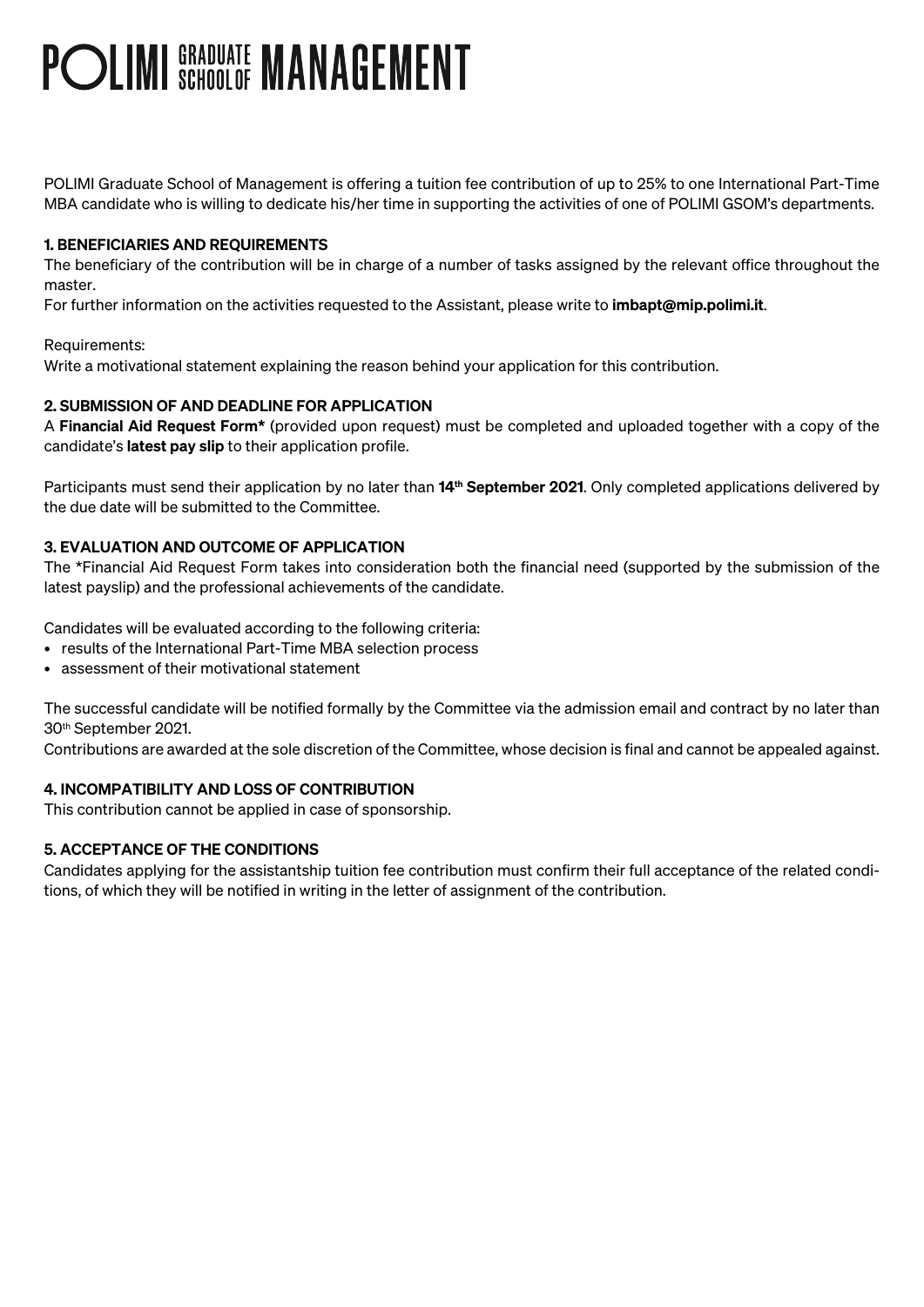# POLIMI GRADUATE SCHOOL OF MANAGEMENT

POLIMI Graduate School of Management is offering a tuition fee contribution of up to 25% to one International Part-Time MBA candidate who is willing to dedicate his/her time in supporting the activities of one of POLIMI GSOM's departments.

### 1. BENEFICIARIES AND REQUIREMENTS

The beneficiary of the contribution will be in charge of a number of tasks assigned by the relevant office throughout the master.

For further information on the activities requested to the Assistant, please write to **imbapt@mip.polimi.it**.

Requirements:

Write a motivational statement explaining the reason behind your application for this contribution.

### 2. SUBMISSION OF AND DEADLINE FOR APPLICATION

A **Financial Aid Request Form*** (provided upon request) must be completed and uploaded together with a copy of the candidate's **latest pay slip** to their application profile.

Participants must send their application by no later than **14th September 2021**. Only completed applications delivered by the due date will be submitted to the Committee.

### 3. EVALUATION AND OUTCOME OF APPLICATION

The *Financial Aid Request Form takes into consideration both the financial need (supported by the submission of the latest payslip) and the professional achievements of the candidate.

Candidates will be evaluated according to the following criteria:

- results of the International Part-Time MBA selection process
- assessment of their motivational statement

The successful candidate will be notified formally by the Committee via the admission email and contract by no later than 30th September 2021.

Contributions are awarded at the sole discretion of the Committee, whose decision is final and cannot be appealed against.

### 4. INCOMPATIBILITY AND LOSS OF CONTRIBUTION

This contribution cannot be applied in case of sponsorship.

### 5. ACCEPTANCE OF THE CONDITIONS

Candidates applying for the assistantship tuition fee contribution must confirm their full acceptance of the related conditions, of which they will be notified in writing in the letter of assignment of the contribution.